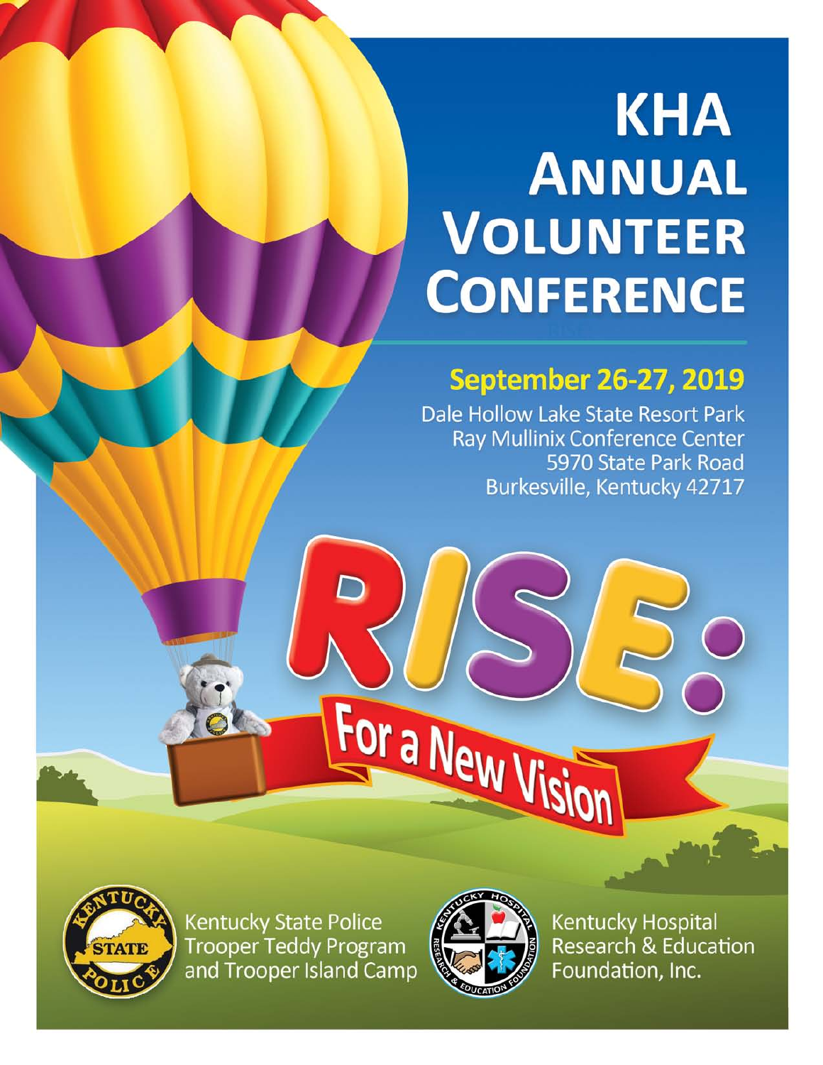# KHA Annual Volunteer Conference

## September 26-27, 2019

Dale Hollow Lake State Resort Park
Ray Mullinix Conference Center
5970 State Park Road
Burkesville, Kentucky 42717

# RISE: For a New Vision

Kentucky State Police Trooper Teddy Program and Trooper Island Camp

Kentucky Hospital Research & Education Foundation, Inc.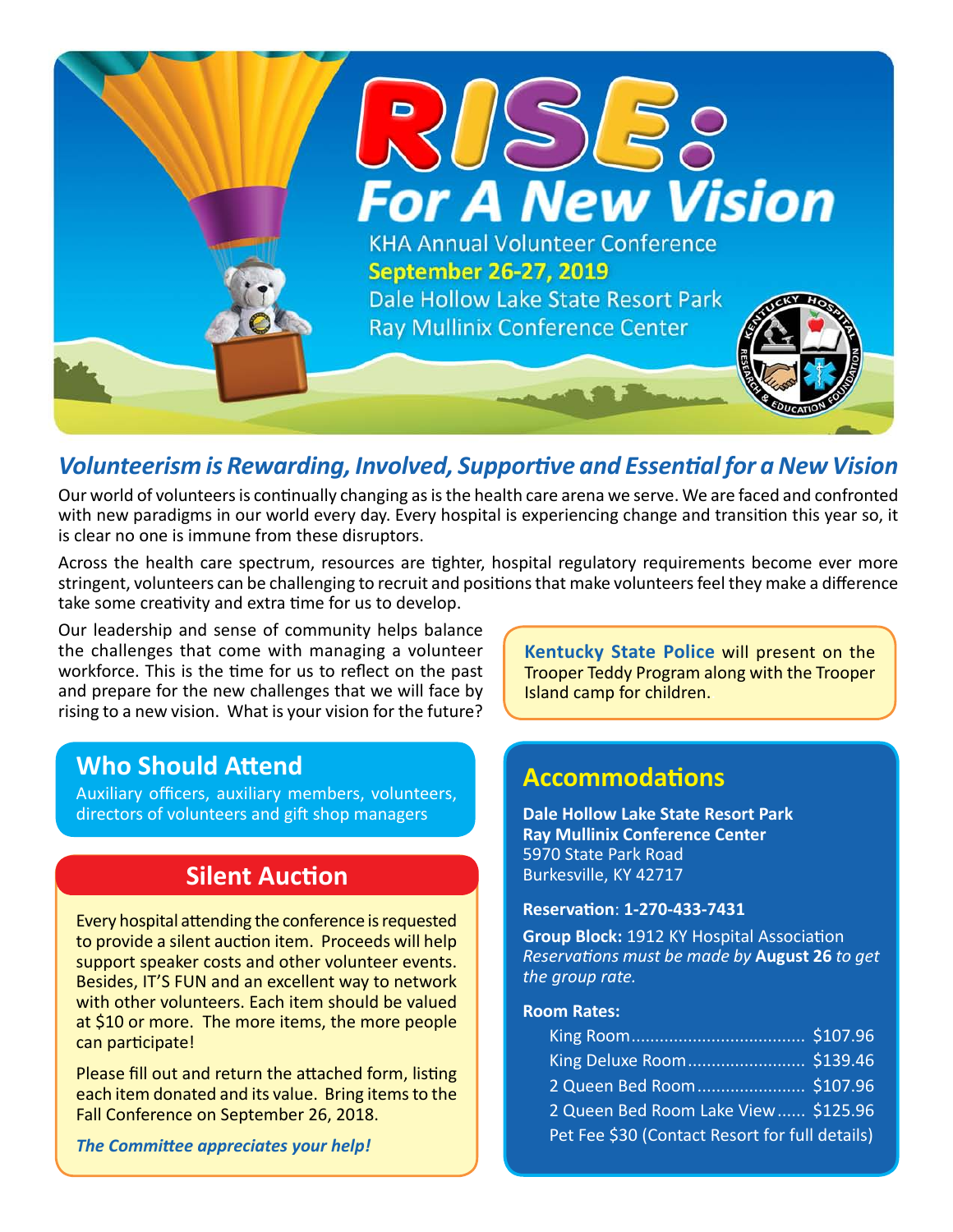# RISE: For A New Vision

KHA Annual Volunteer Conference
**September 26-27, 2019**
Dale Hollow Lake State Resort Park
Ray Mullinix Conference Center

## *Volunteerism is Rewarding, Involved, Supportive and Essential for a New Vision*

Our world of volunteers is continually changing as is the health care arena we serve. We are faced and confronted with new paradigms in our world every day. Every hospital is experiencing change and transition this year so, it is clear no one is immune from these disruptors.

Across the health care spectrum, resources are tighter, hospital regulatory requirements become ever more stringent, volunteers can be challenging to recruit and positions that make volunteers feel they make a difference take some creativity and extra time for us to develop.

Our leadership and sense of community helps balance the challenges that come with managing a volunteer workforce. This is the time for us to reflect on the past and prepare for the new challenges that we will face by rising to a new vision. What is your vision for the future?

**Kentucky State Police** will present on the Trooper Teddy Program along with the Trooper Island camp for children.

## Who Should Attend

Auxiliary officers, auxiliary members, volunteers, directors of volunteers and gift shop managers

## Silent Auction

Every hospital attending the conference is requested to provide a silent auction item. Proceeds will help support speaker costs and other volunteer events. Besides, IT'S FUN and an excellent way to network with other volunteers. Each item should be valued at $10 or more. The more items, the more people can participate!

Please fill out and return the attached form, listing each item donated and its value. Bring items to the Fall Conference on September 26, 2018.

***The Committee appreciates your help!***

## Accommodations

**Dale Hollow Lake State Resort Park**
**Ray Mullinix Conference Center**
5970 State Park Road
Burkesville, KY 42717

**Reservation**: **1-270-433-7431**

**Group Block:** 1912 KY Hospital Association
*Reservations must be made by* **August 26** *to get the group rate.*

**Room Rates:**

- King Room .................... $107.96
- King Deluxe Room .................... $139.46
- 2 Queen Bed Room .................... $107.96
- 2 Queen Bed Room Lake View ...... $125.96
- Pet Fee $30 (Contact Resort for full details)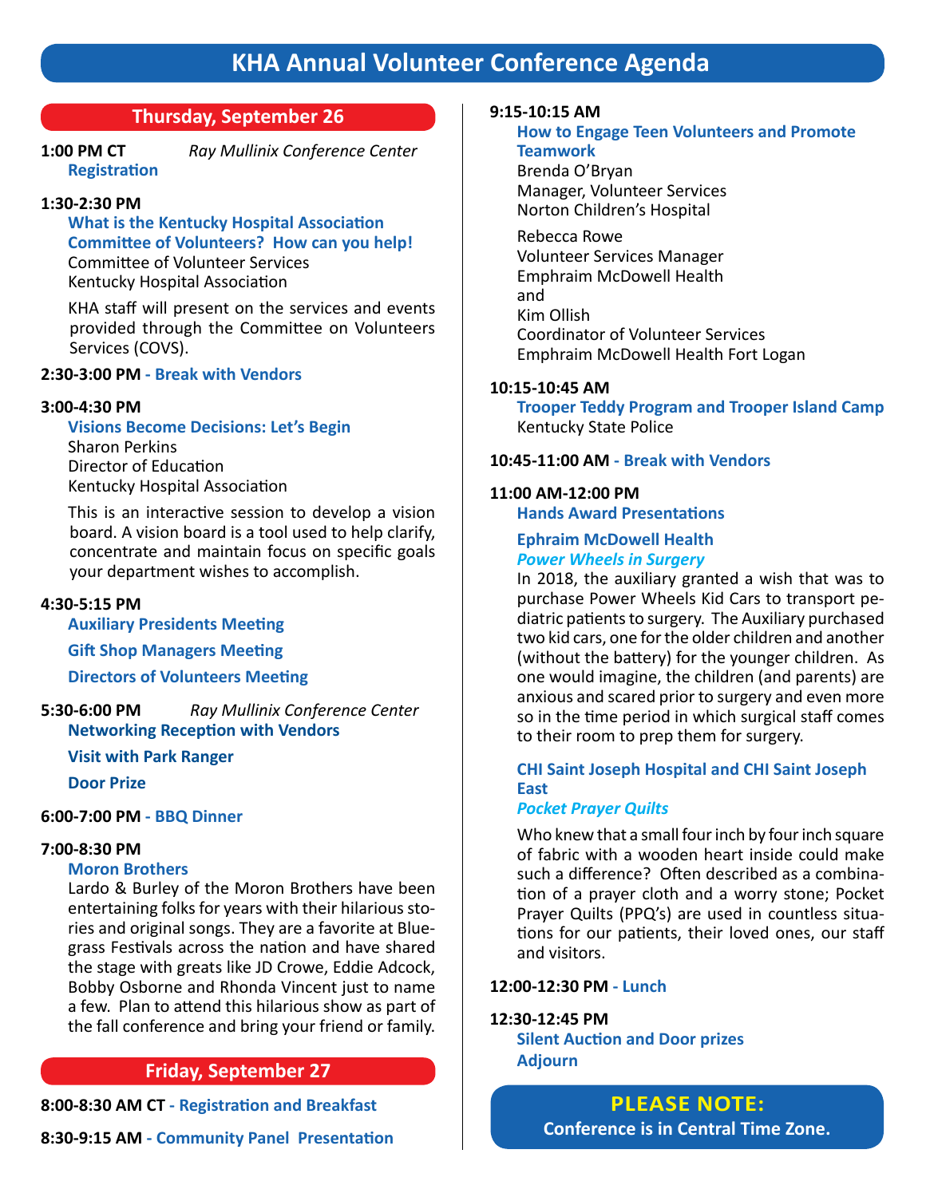# KHA Annual Volunteer Conference Agenda

## Thursday, September 26

**1:00 PM CT** *Ray Mullinix Conference Center*
**Registration**

**1:30-2:30 PM**
**What is the Kentucky Hospital Association Committee of Volunteers? How can you help!**
Committee of Volunteer Services
Kentucky Hospital Association

KHA staff will present on the services and events provided through the Committee on Volunteers Services (COVS).

**2:30-3:00 PM - Break with Vendors**

**3:00-4:30 PM**
**Visions Become Decisions: Let's Begin**
Sharon Perkins
Director of Education
Kentucky Hospital Association

This is an interactive session to develop a vision board. A vision board is a tool used to help clarify, concentrate and maintain focus on specific goals your department wishes to accomplish.

**4:30-5:15 PM**
**Auxiliary Presidents Meeting**
**Gift Shop Managers Meeting**
**Directors of Volunteers Meeting**

**5:30-6:00 PM** *Ray Mullinix Conference Center*
**Networking Reception with Vendors**
**Visit with Park Ranger**
**Door Prize**

**6:00-7:00 PM - BBQ Dinner**

**7:00-8:30 PM**
**Moron Brothers**
Lardo & Burley of the Moron Brothers have been entertaining folks for years with their hilarious stories and original songs. They are a favorite at Bluegrass Festivals across the nation and have shared the stage with greats like JD Crowe, Eddie Adcock, Bobby Osborne and Rhonda Vincent just to name a few. Plan to attend this hilarious show as part of the fall conference and bring your friend or family.

## Friday, September 27

**8:00-8:30 AM CT - Registration and Breakfast**

**8:30-9:15 AM - Community Panel Presentation**

**9:15-10:15 AM**
**How to Engage Teen Volunteers and Promote Teamwork**
Brenda O'Bryan
Manager, Volunteer Services
Norton Children's Hospital

Rebecca Rowe
Volunteer Services Manager
Emphraim McDowell Health
and
Kim Ollish
Coordinator of Volunteer Services
Emphraim McDowell Health Fort Logan

**10:15-10:45 AM**
**Trooper Teddy Program and Trooper Island Camp**
Kentucky State Police

**10:45-11:00 AM - Break with Vendors**

**11:00 AM-12:00 PM**
**Hands Award Presentations**

**Ephraim McDowell Health**
***Power Wheels in Surgery***
In 2018, the auxiliary granted a wish that was to purchase Power Wheels Kid Cars to transport pediatric patients to surgery. The Auxiliary purchased two kid cars, one for the older children and another (without the battery) for the younger children. As one would imagine, the children (and parents) are anxious and scared prior to surgery and even more so in the time period in which surgical staff comes to their room to prep them for surgery.

**CHI Saint Joseph Hospital and CHI Saint Joseph East**
***Pocket Prayer Quilts***

Who knew that a small four inch by four inch square of fabric with a wooden heart inside could make such a difference? Often described as a combination of a prayer cloth and a worry stone; Pocket Prayer Quilts (PPQ's) are used in countless situations for our patients, their loved ones, our staff and visitors.

**12:00-12:30 PM - Lunch**

**12:30-12:45 PM**
**Silent Auction and Door prizes**
**Adjourn**

**PLEASE NOTE:**
**Conference is in Central Time Zone.**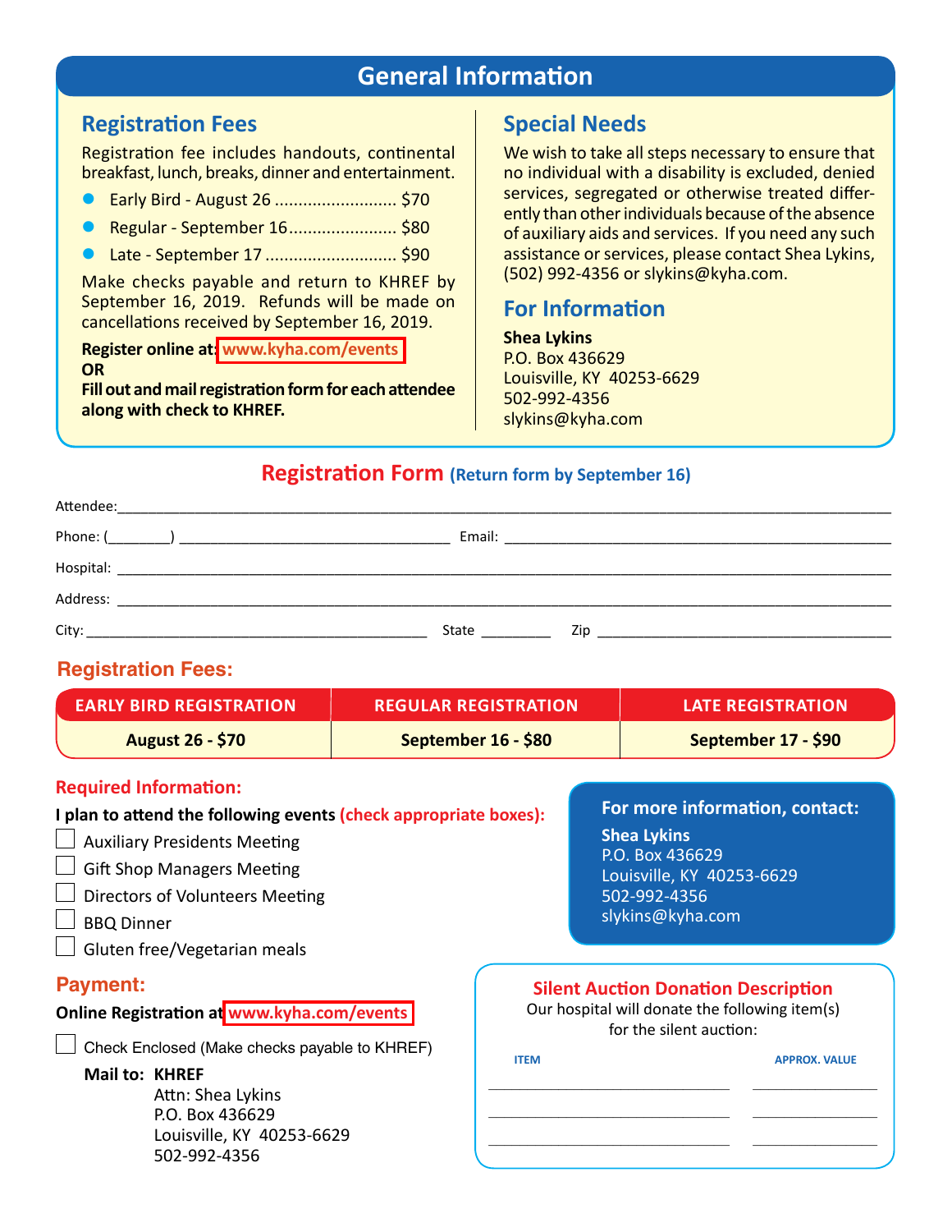# General Information

## Registration Fees

Registration fee includes handouts, continental breakfast, lunch, breaks, dinner and entertainment.

- Early Bird - August 26 .......................... $70
- Regular - September 16....................... $80
- Late - September 17 ........................... $90

Make checks payable and return to KHREF by September 16, 2019. Refunds will be made on cancellations received by September 16, 2019.

**Register online at: www.kyha.com/events**
**OR**
**Fill out and mail registration form for each attendee along with check to KHREF.**

## Special Needs

We wish to take all steps necessary to ensure that no individual with a disability is excluded, denied services, segregated or otherwise treated differently than other individuals because of the absence of auxiliary aids and services. If you need any such assistance or services, please contact Shea Lykins, (502) 992-4356 or slykins@kyha.com.

## For Information

**Shea Lykins**
P.O. Box 436629
Louisville, KY 40253-6629
502-992-4356
slykins@kyha.com

# Registration Form (Return form by September 16)

Attendee:_______________________________________________

Phone: (________) ______________________ Email: ______________________

Hospital: _______________________________________________

Address: _______________________________________________

City: ______________________ State _________ Zip ______________________

## Registration Fees:

| EARLY BIRD REGISTRATION | REGULAR REGISTRATION | LATE REGISTRATION |
|---|---|---|
| **August 26 - $70** | **September 16 - $80** | **September 17 - $90** |

## Required Information:

**I plan to attend the following events (check appropriate boxes):**

- ☐ Auxiliary Presidents Meeting
- ☐ Gift Shop Managers Meeting
- ☐ Directors of Volunteers Meeting
- ☐ BBQ Dinner
- ☐ Gluten free/Vegetarian meals

**For more information, contact:**

**Shea Lykins**
P.O. Box 436629
Louisville, KY 40253-6629
502-992-4356
slykins@kyha.com

## Payment:

**Online Registration at www.kyha.com/events**

☐ Check Enclosed (Make checks payable to KHREF)

**Mail to: KHREF**
Attn: Shea Lykins
P.O. Box 436629
Louisville, KY 40253-6629
502-992-4356

## Silent Auction Donation Description

Our hospital will donate the following item(s) for the silent auction:

| ITEM | APPROX. VALUE |
|---|---|
| | |
| | |
| | |